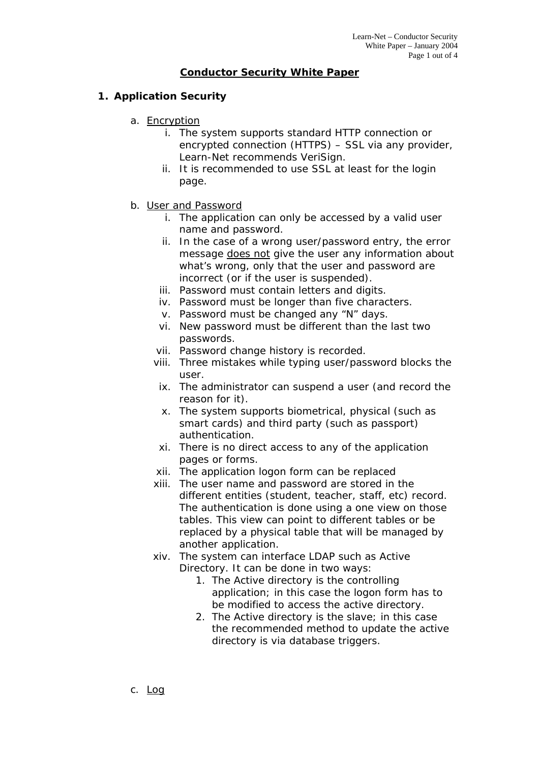# Conductor Security White Paper

## 1. Application Security

a. Encryption

   i. The system supports standard HTTP connection or encrypted connection (HTTPS) – SSL via any provider, Learn-Net recommends VeriSign.

   ii. It is recommended to use SSL at least for the login page.

b. User and Password

   i. The application can only be accessed by a valid user name and password.

   ii. In the case of a wrong user/password entry, the error message does not give the user any information about what's wrong, only that the user and password are incorrect (or if the user is suspended).

   iii. Password must contain letters and digits.

   iv. Password must be longer than five characters.

   v. Password must be changed any "N" days.

   vi. New password must be different than the last two passwords.

   vii. Password change history is recorded.

   viii. Three mistakes while typing user/password blocks the user.

   ix. The administrator can suspend a user (and record the reason for it).

   x. The system supports biometrical, physical (such as smart cards) and third party (such as passport) authentication.

   xi. There is no direct access to any of the application pages or forms.

   xii. The application logon form can be replaced

   xiii. The user name and password are stored in the different entities (student, teacher, staff, etc) record. The authentication is done using a one view on those tables. This view can point to different tables or be replaced by a physical table that will be managed by another application.

   xiv. The system can interface LDAP such as Active Directory. It can be done in two ways:

      1. The Active directory is the controlling application; in this case the logon form has to be modified to access the active directory.
      2. The Active directory is the slave; in this case the recommended method to update the active directory is via database triggers.

c. Log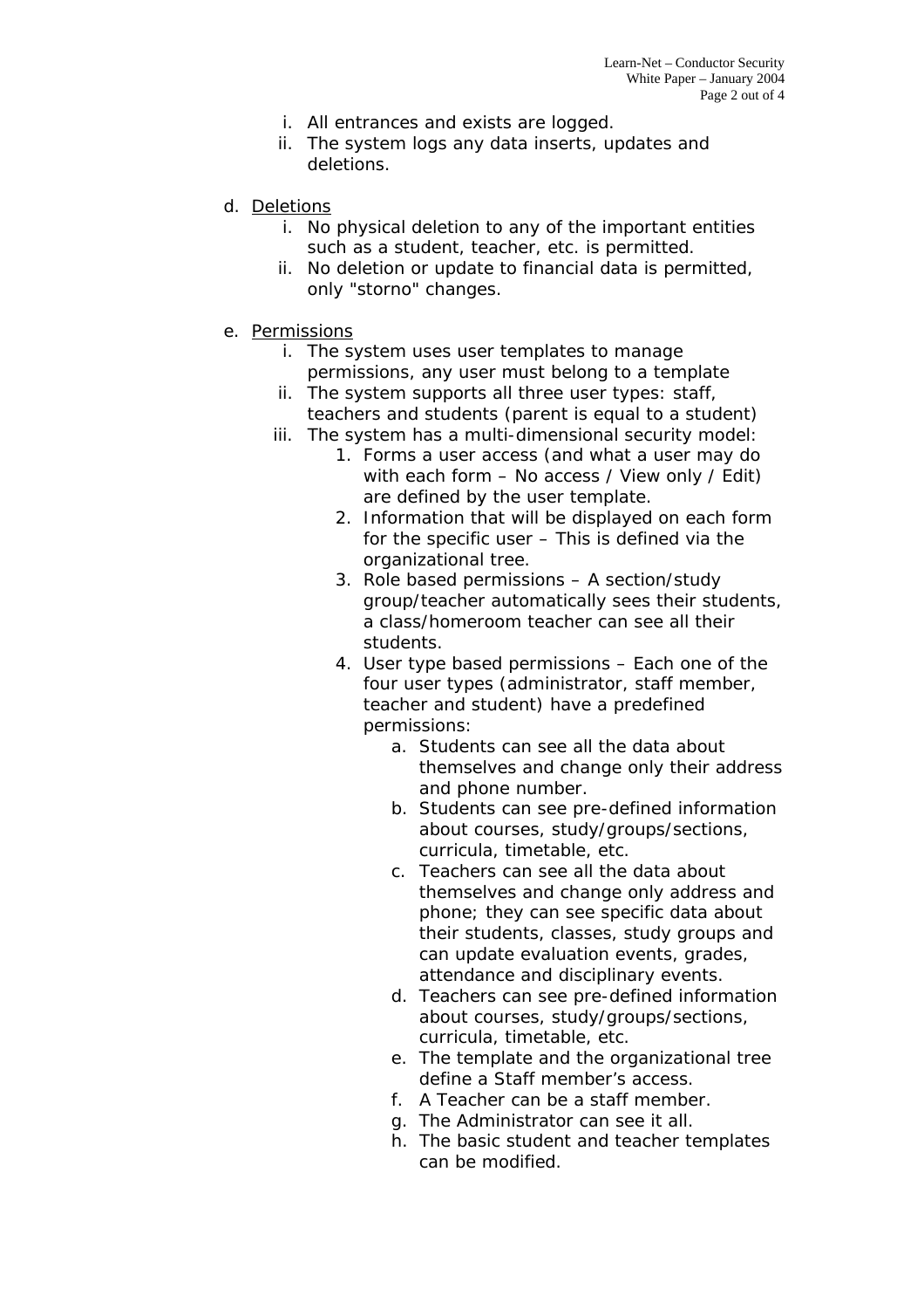i. All entrances and exists are logged.
   ii. The system logs any data inserts, updates and deletions.

d. <u>Deletions</u>
   i. No physical deletion to any of the important entities such as a student, teacher, etc. is permitted.
   ii. No deletion or update to financial data is permitted, only "storno" changes.

e. <u>Permissions</u>
   i. The system uses user templates to manage permissions, any user must belong to a template
   ii. The system supports all three user types: staff, teachers and students (parent is equal to a student)
   iii. The system has a multi-dimensional security model:
      1. Forms a user access (and what a user may do with each form – No access / View only / Edit) are defined by the user template.
      2. Information that will be displayed on each form for the specific user – This is defined via the organizational tree.
      3. Role based permissions – A section/study group/teacher automatically sees their students, a class/homeroom teacher can see all their students.
      4. User type based permissions – Each one of the four user types (administrator, staff member, teacher and student) have a predefined permissions:
         a. Students can see all the data about themselves and change only their address and phone number.
         b. Students can see pre-defined information about courses, study/groups/sections, curricula, timetable, etc.
         c. Teachers can see all the data about themselves and change only address and phone; they can see specific data about their students, classes, study groups and can update evaluation events, grades, attendance and disciplinary events.
         d. Teachers can see pre-defined information about courses, study/groups/sections, curricula, timetable, etc.
         e. The template and the organizational tree define a Staff member's access.
         f. A Teacher can be a staff member.
         g. The Administrator can see it all.
         h. The basic student and teacher templates can be modified.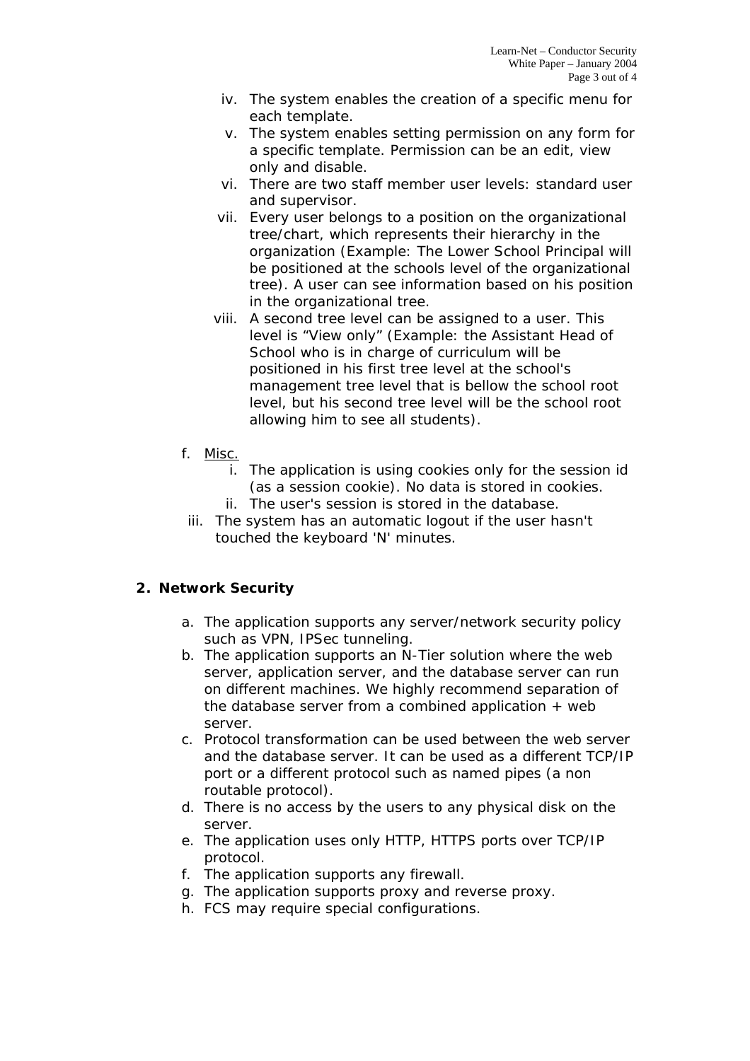- iv. The system enables the creation of a specific menu for each template.
- v. The system enables setting permission on any form for a specific template. Permission can be an edit, view only and disable.
- vi. There are two staff member user levels: standard user and supervisor.
- vii. Every user belongs to a position on the organizational tree/chart, which represents their hierarchy in the organization (Example: The Lower School Principal will be positioned at the schools level of the organizational tree). A user can see information based on his position in the organizational tree.
- viii. A second tree level can be assigned to a user. This level is "View only" (Example: the Assistant Head of School who is in charge of curriculum will be positioned in his first tree level at the school's management tree level that is bellow the school root level, but his second tree level will be the school root allowing him to see all students).

f. <u>Misc.</u>
   - i. The application is using cookies only for the session id (as a session cookie). No data is stored in cookies.
   - ii. The user's session is stored in the database.
   - iii. The system has an automatic logout if the user hasn't touched the keyboard 'N' minutes.

## 2. Network Security

a. The application supports any server/network security policy such as VPN, IPSec tunneling.
b. The application supports an N-Tier solution where the web server, application server, and the database server can run on different machines. We highly recommend separation of the database server from a combined application + web server.
c. Protocol transformation can be used between the web server and the database server. It can be used as a different TCP/IP port or a different protocol such as named pipes (a non routable protocol).
d. There is no access by the users to any physical disk on the server.
e. The application uses only HTTP, HTTPS ports over TCP/IP protocol.
f. The application supports any firewall.
g. The application supports proxy and reverse proxy.
h. FCS may require special configurations.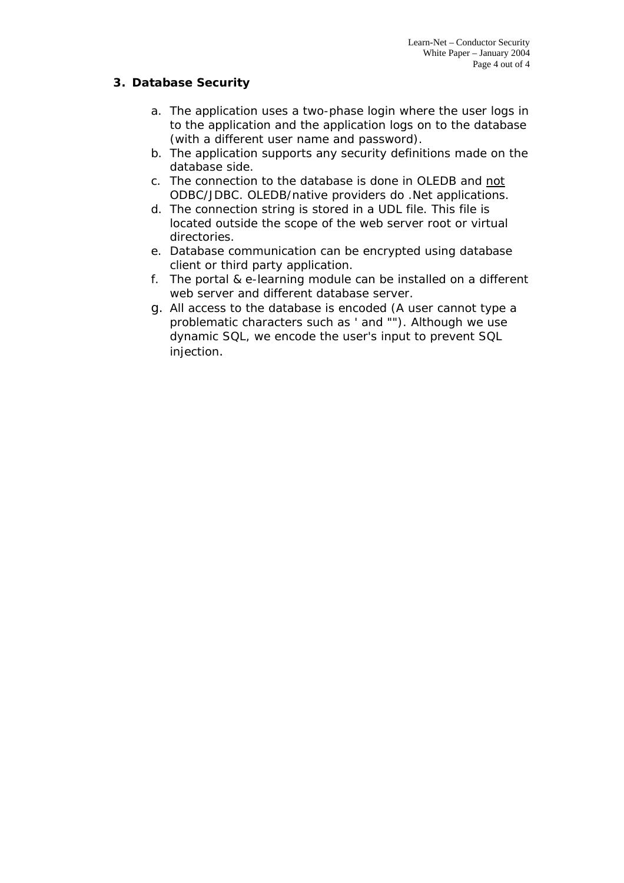### 3. Database Security

a. The application uses a two-phase login where the user logs in to the application and the application logs on to the database (with a different user name and password).
b. The application supports any security definitions made on the database side.
c. The connection to the database is done in OLEDB and <u>not</u> ODBC/JDBC. OLEDB/native providers do .Net applications.
d. The connection string is stored in a UDL file. This file is located outside the scope of the web server root or virtual directories.
e. Database communication can be encrypted using database client or third party application.
f. The portal & e-learning module can be installed on a different web server and different database server.
g. All access to the database is encoded (A user cannot type a problematic characters such as ' and ""). Although we use dynamic SQL, we encode the user's input to prevent SQL injection.